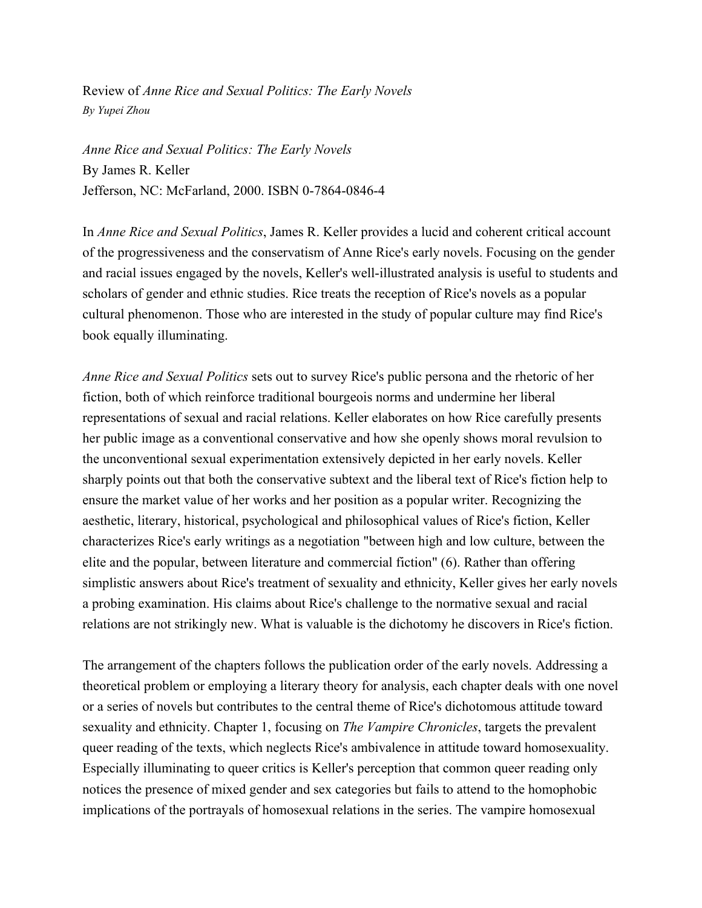Review of *Anne Rice and Sexual Politics: The Early Novels*
*By Yupei Zhou*

*Anne Rice and Sexual Politics: The Early Novels*
By James R. Keller
Jefferson, NC: McFarland, 2000. ISBN 0-7864-0846-4

In *Anne Rice and Sexual Politics*, James R. Keller provides a lucid and coherent critical account of the progressiveness and the conservatism of Anne Rice's early novels. Focusing on the gender and racial issues engaged by the novels, Keller's well-illustrated analysis is useful to students and scholars of gender and ethnic studies. Rice treats the reception of Rice's novels as a popular cultural phenomenon. Those who are interested in the study of popular culture may find Rice's book equally illuminating.

*Anne Rice and Sexual Politics* sets out to survey Rice's public persona and the rhetoric of her fiction, both of which reinforce traditional bourgeois norms and undermine her liberal representations of sexual and racial relations. Keller elaborates on how Rice carefully presents her public image as a conventional conservative and how she openly shows moral revulsion to the unconventional sexual experimentation extensively depicted in her early novels. Keller sharply points out that both the conservative subtext and the liberal text of Rice's fiction help to ensure the market value of her works and her position as a popular writer. Recognizing the aesthetic, literary, historical, psychological and philosophical values of Rice's fiction, Keller characterizes Rice's early writings as a negotiation "between high and low culture, between the elite and the popular, between literature and commercial fiction" (6). Rather than offering simplistic answers about Rice's treatment of sexuality and ethnicity, Keller gives her early novels a probing examination. His claims about Rice's challenge to the normative sexual and racial relations are not strikingly new. What is valuable is the dichotomy he discovers in Rice's fiction.

The arrangement of the chapters follows the publication order of the early novels. Addressing a theoretical problem or employing a literary theory for analysis, each chapter deals with one novel or a series of novels but contributes to the central theme of Rice's dichotomous attitude toward sexuality and ethnicity. Chapter 1, focusing on *The Vampire Chronicles*, targets the prevalent queer reading of the texts, which neglects Rice's ambivalence in attitude toward homosexuality. Especially illuminating to queer critics is Keller's perception that common queer reading only notices the presence of mixed gender and sex categories but fails to attend to the homophobic implications of the portrayals of homosexual relations in the series. The vampire homosexual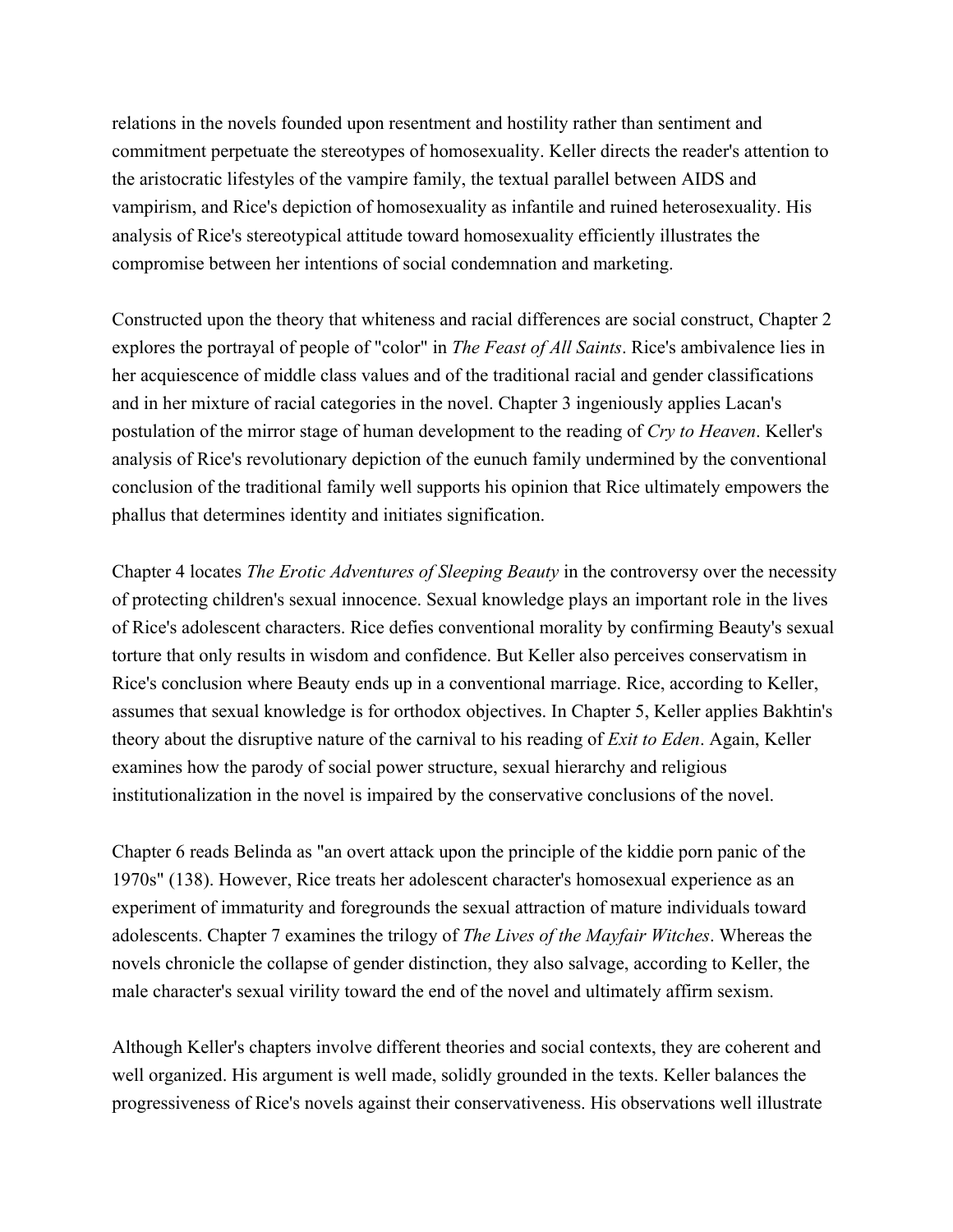relations in the novels founded upon resentment and hostility rather than sentiment and commitment perpetuate the stereotypes of homosexuality. Keller directs the reader's attention to the aristocratic lifestyles of the vampire family, the textual parallel between AIDS and vampirism, and Rice's depiction of homosexuality as infantile and ruined heterosexuality. His analysis of Rice's stereotypical attitude toward homosexuality efficiently illustrates the compromise between her intentions of social condemnation and marketing.

Constructed upon the theory that whiteness and racial differences are social construct, Chapter 2 explores the portrayal of people of "color" in *The Feast of All Saints*. Rice's ambivalence lies in her acquiescence of middle class values and of the traditional racial and gender classifications and in her mixture of racial categories in the novel. Chapter 3 ingeniously applies Lacan's postulation of the mirror stage of human development to the reading of *Cry to Heaven*. Keller's analysis of Rice's revolutionary depiction of the eunuch family undermined by the conventional conclusion of the traditional family well supports his opinion that Rice ultimately empowers the phallus that determines identity and initiates signification.

Chapter 4 locates *The Erotic Adventures of Sleeping Beauty* in the controversy over the necessity of protecting children's sexual innocence. Sexual knowledge plays an important role in the lives of Rice's adolescent characters. Rice defies conventional morality by confirming Beauty's sexual torture that only results in wisdom and confidence. But Keller also perceives conservatism in Rice's conclusion where Beauty ends up in a conventional marriage. Rice, according to Keller, assumes that sexual knowledge is for orthodox objectives. In Chapter 5, Keller applies Bakhtin's theory about the disruptive nature of the carnival to his reading of *Exit to Eden*. Again, Keller examines how the parody of social power structure, sexual hierarchy and religious institutionalization in the novel is impaired by the conservative conclusions of the novel.

Chapter 6 reads Belinda as "an overt attack upon the principle of the kiddie porn panic of the 1970s" (138). However, Rice treats her adolescent character's homosexual experience as an experiment of immaturity and foregrounds the sexual attraction of mature individuals toward adolescents. Chapter 7 examines the trilogy of *The Lives of the Mayfair Witches*. Whereas the novels chronicle the collapse of gender distinction, they also salvage, according to Keller, the male character's sexual virility toward the end of the novel and ultimately affirm sexism.

Although Keller's chapters involve different theories and social contexts, they are coherent and well organized. His argument is well made, solidly grounded in the texts. Keller balances the progressiveness of Rice's novels against their conservativeness. His observations well illustrate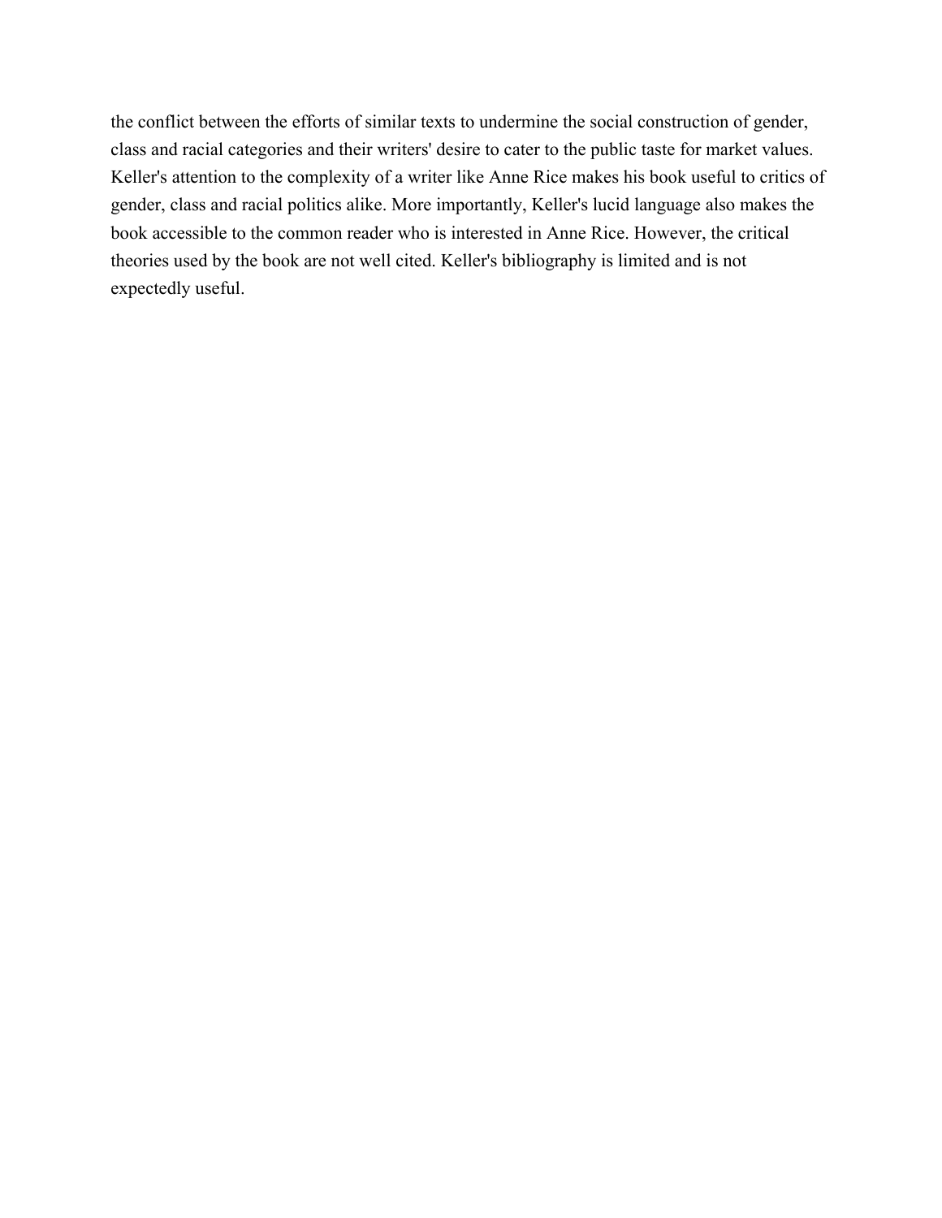the conflict between the efforts of similar texts to undermine the social construction of gender, class and racial categories and their writers' desire to cater to the public taste for market values. Keller's attention to the complexity of a writer like Anne Rice makes his book useful to critics of gender, class and racial politics alike. More importantly, Keller's lucid language also makes the book accessible to the common reader who is interested in Anne Rice. However, the critical theories used by the book are not well cited. Keller's bibliography is limited and is not expectedly useful.